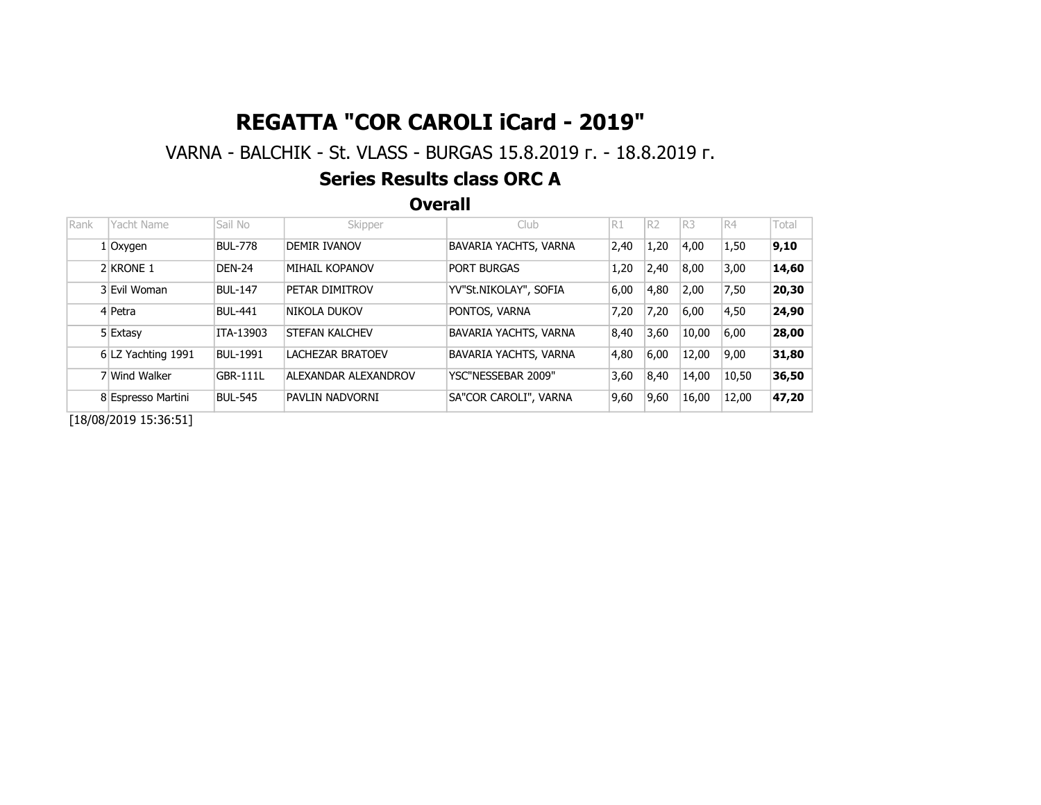# REGATTA "COR CAROLI iCard - 2019"

VARNA - BALCHIK - St. VLASS - BURGAS 15.8.2019 г. - 18.8.2019 г.

## Series Results class ORC A

### Overall

| Rank | Yacht Name | Sail No | Skipper | Club | R1 | R2 | R3 | R4 | Total |
|---|---|---|---|---|---|---|---|---|---|
| 1 | Oxygen | BUL-778 | DEMIR IVANOV | BAVARIA YACHTS, VARNA | 2,40 | 1,20 | 4,00 | 1,50 | **9,10** |
| 2 | KRONE 1 | DEN-24 | MIHAIL KOPANOV | PORT BURGAS | 1,20 | 2,40 | 8,00 | 3,00 | **14,60** |
| 3 | Evil Woman | BUL-147 | PETAR DIMITROV | YV"St.NIKOLAY", SOFIA | 6,00 | 4,80 | 2,00 | 7,50 | **20,30** |
| 4 | Petra | BUL-441 | NIKOLA DUKOV | PONTOS, VARNA | 7,20 | 7,20 | 6,00 | 4,50 | **24,90** |
| 5 | Extasy | ITA-13903 | STEFAN KALCHEV | BAVARIA YACHTS, VARNA | 8,40 | 3,60 | 10,00 | 6,00 | **28,00** |
| 6 | LZ Yachting 1991 | BUL-1991 | LACHEZAR BRATOEV | BAVARIA YACHTS, VARNA | 4,80 | 6,00 | 12,00 | 9,00 | **31,80** |
| 7 | Wind Walker | GBR-111L | ALEXANDAR ALEXANDROV | YSC"NESSEBAR 2009" | 3,60 | 8,40 | 14,00 | 10,50 | **36,50** |
| 8 | Espresso Martini | BUL-545 | PAVLIN NADVORNI | SA"COR CAROLI", VARNA | 9,60 | 9,60 | 16,00 | 12,00 | **47,20** |

[18/08/2019 15:36:51]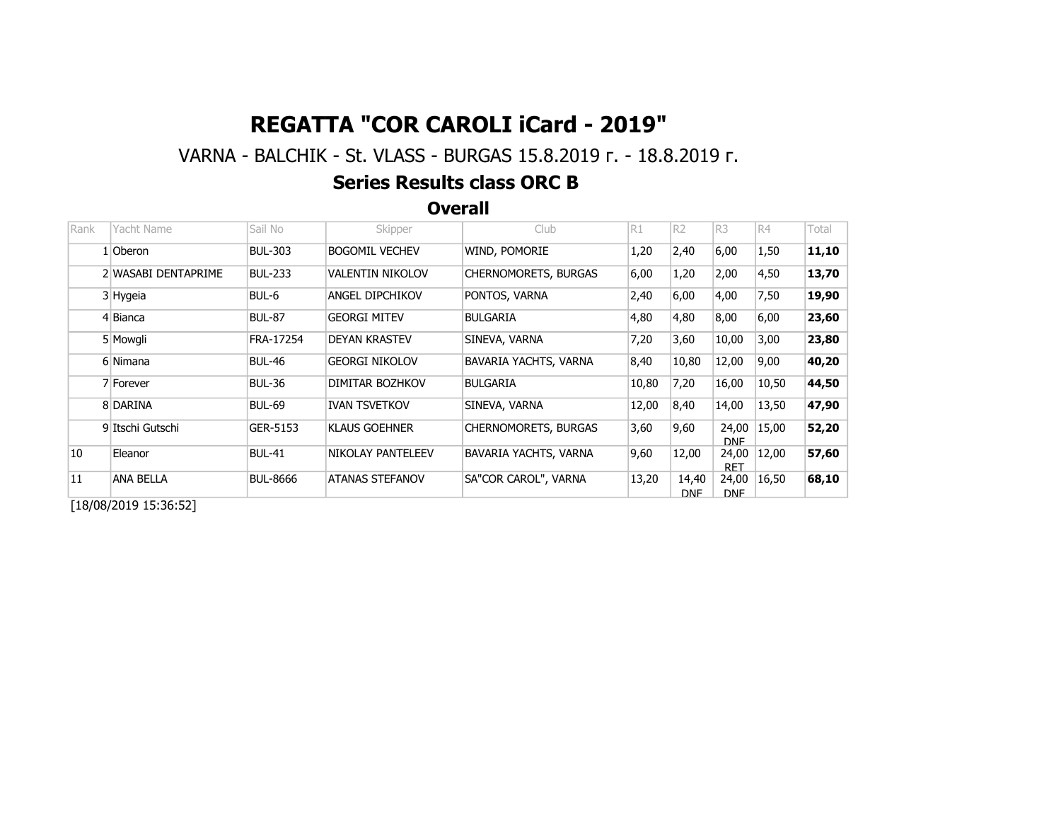# REGATTA "COR CAROLI iCard - 2019"

VARNA - BALCHIK - St. VLASS - BURGAS 15.8.2019 г. - 18.8.2019 г.

## Series Results class ORC B

### Overall

| Rank | Yacht Name | Sail No | Skipper | Club | R1 | R2 | R3 | R4 | Total |
|---|---|---|---|---|---|---|---|---|---|
| 1 | Oberon | BUL-303 | BOGOMIL VECHEV | WIND, POMORIE | 1,20 | 2,40 | 6,00 | 1,50 | **11,10** |
| 2 | WASABI DENTAPRIME | BUL-233 | VALENTIN NIKOLOV | CHERNOMORETS, BURGAS | 6,00 | 1,20 | 2,00 | 4,50 | **13,70** |
| 3 | Hygeia | BUL-6 | ANGEL DIPCHIKOV | PONTOS, VARNA | 2,40 | 6,00 | 4,00 | 7,50 | **19,90** |
| 4 | Bianca | BUL-87 | GEORGI MITEV | BULGARIA | 4,80 | 4,80 | 8,00 | 6,00 | **23,60** |
| 5 | Mowgli | FRA-17254 | DEYAN KRASTEV | SINEVA, VARNA | 7,20 | 3,60 | 10,00 | 3,00 | **23,80** |
| 6 | Nimana | BUL-46 | GEORGI NIKOLOV | BAVARIA YACHTS, VARNA | 8,40 | 10,80 | 12,00 | 9,00 | **40,20** |
| 7 | Forever | BUL-36 | DIMITAR BOZHKOV | BULGARIA | 10,80 | 7,20 | 16,00 | 10,50 | **44,50** |
| 8 | DARINA | BUL-69 | IVAN TSVETKOV | SINEVA, VARNA | 12,00 | 8,40 | 14,00 | 13,50 | **47,90** |
| 9 | Itschi Gutschi | GER-5153 | KLAUS GOEHNER | CHERNOMORETS, BURGAS | 3,60 | 9,60 | 24,00 DNF | 15,00 | **52,20** |
| 10 | Eleanor | BUL-41 | NIKOLAY PANTELEEV | BAVARIA YACHTS, VARNA | 9,60 | 12,00 | 24,00 RET | 12,00 | **57,60** |
| 11 | ANA BELLA | BUL-8666 | ATANAS STEFANOV | SA"COR CAROL", VARNA | 13,20 | 14,40 DNF | 24,00 DNF | 16,50 | **68,10** |

[18/08/2019 15:36:52]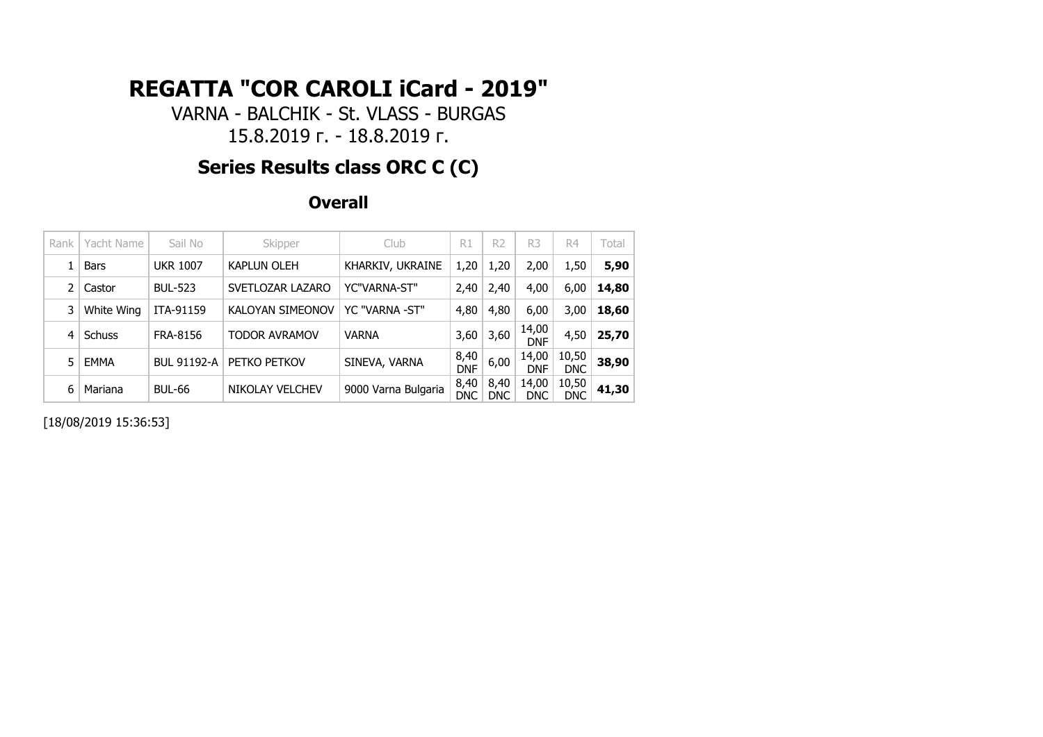# REGATTA "COR CAROLI iCard - 2019"

VARNA - BALCHIK - St. VLASS - BURGAS
15.8.2019 г. - 18.8.2019 г.

## Series Results class ORC C (C)

### Overall

| Rank | Yacht Name | Sail No | Skipper | Club | R1 | R2 | R3 | R4 | Total |
|---|---|---|---|---|---|---|---|---|---|
| 1 | Bars | UKR 1007 | KAPLUN OLEH | KHARKIV, UKRAINE | 1,20 | 1,20 | 2,00 | 1,50 | **5,90** |
| 2 | Castor | BUL-523 | SVETLOZAR LAZARO | YC"VARNA-ST" | 2,40 | 2,40 | 4,00 | 6,00 | **14,80** |
| 3 | White Wing | ITA-91159 | KALOYAN SIMEONOV | YC "VARNA -ST" | 4,80 | 4,80 | 6,00 | 3,00 | **18,60** |
| 4 | Schuss | FRA-8156 | TODOR AVRAMOV | VARNA | 3,60 | 3,60 | 14,00 DNF | 4,50 | **25,70** |
| 5 | EMMA | BUL 91192-A | PETKO PETKOV | SINEVA, VARNA | 8,40 DNF | 6,00 | 14,00 DNF | 10,50 DNC | **38,90** |
| 6 | Mariana | BUL-66 | NIKOLAY VELCHEV | 9000 Varna Bulgaria | 8,40 DNC | 8,40 DNC | 14,00 DNC | 10,50 DNC | **41,30** |

[18/08/2019 15:36:53]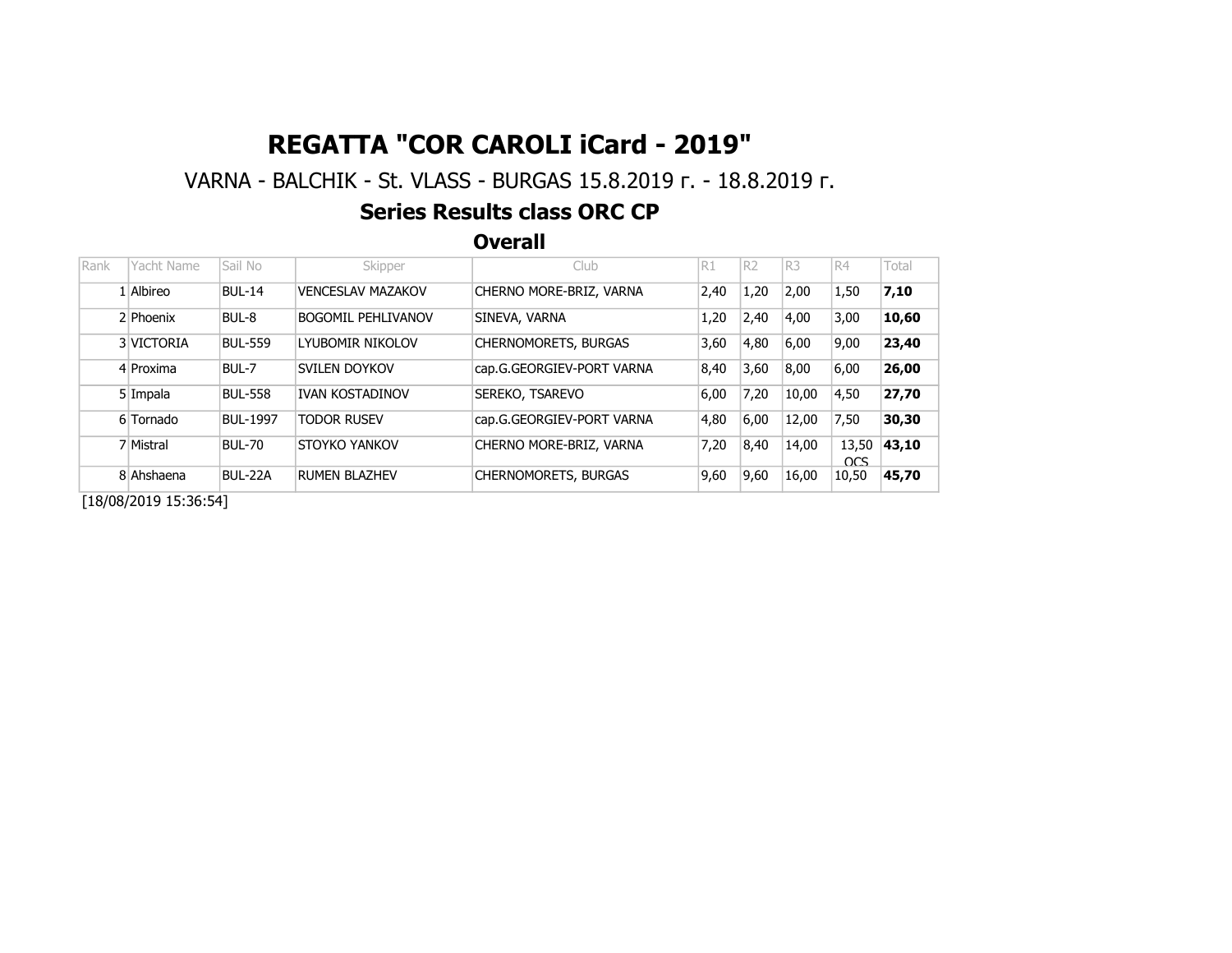# REGATTA "COR CAROLI iCard - 2019"

VARNA - BALCHIK - St. VLASS - BURGAS 15.8.2019 г. - 18.8.2019 г.

## Series Results class ORC CP

### Overall

| Rank | Yacht Name | Sail No | Skipper | Club | R1 | R2 | R3 | R4 | Total |
|---|---|---|---|---|---|---|---|---|---|
| 1 | Albireo | BUL-14 | VENCESLAV MAZAKOV | CHERNO MORE-BRIZ, VARNA | 2,40 | 1,20 | 2,00 | 1,50 | **7,10** |
| 2 | Phoenix | BUL-8 | BOGOMIL PEHLIVANOV | SINEVA, VARNA | 1,20 | 2,40 | 4,00 | 3,00 | **10,60** |
| 3 | VICTORIA | BUL-559 | LYUBOMIR NIKOLOV | CHERNOMORETS, BURGAS | 3,60 | 4,80 | 6,00 | 9,00 | **23,40** |
| 4 | Proxima | BUL-7 | SVILEN DOYKOV | cap.G.GEORGIEV-PORT VARNA | 8,40 | 3,60 | 8,00 | 6,00 | **26,00** |
| 5 | Impala | BUL-558 | IVAN KOSTADINOV | SEREKO, TSAREVO | 6,00 | 7,20 | 10,00 | 4,50 | **27,70** |
| 6 | Tornado | BUL-1997 | TODOR RUSEV | cap.G.GEORGIEV-PORT VARNA | 4,80 | 6,00 | 12,00 | 7,50 | **30,30** |
| 7 | Mistral | BUL-70 | STOYKO YANKOV | CHERNO MORE-BRIZ, VARNA | 7,20 | 8,40 | 14,00 | 13,50 OCS | **43,10** |
| 8 | Ahshaena | BUL-22A | RUMEN BLAZHEV | CHERNOMORETS, BURGAS | 9,60 | 9,60 | 16,00 | 10,50 | **45,70** |

[18/08/2019 15:36:54]